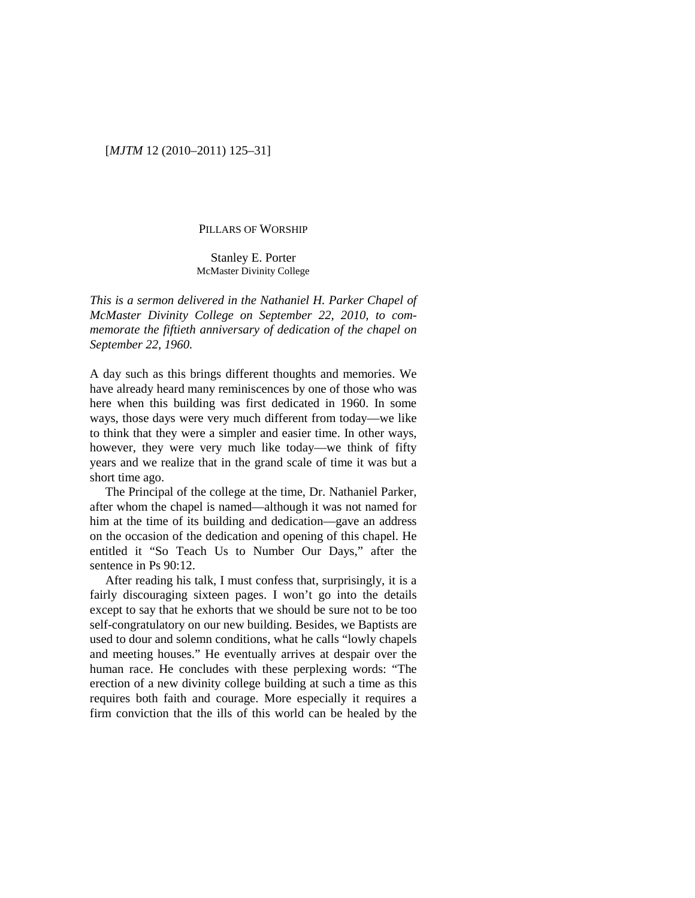[*MJTM* 12 (2010–2011) 125–31]

# PILLARS OF WORSHIP

Stanley E. Porter
McMaster Divinity College

*This is a sermon delivered in the Nathaniel H. Parker Chapel of McMaster Divinity College on September 22, 2010, to commemorate the fiftieth anniversary of dedication of the chapel on September 22, 1960.*

A day such as this brings different thoughts and memories. We have already heard many reminiscences by one of those who was here when this building was first dedicated in 1960. In some ways, those days were very much different from today—we like to think that they were a simpler and easier time. In other ways, however, they were very much like today—we think of fifty years and we realize that in the grand scale of time it was but a short time ago.

The Principal of the college at the time, Dr. Nathaniel Parker, after whom the chapel is named—although it was not named for him at the time of its building and dedication—gave an address on the occasion of the dedication and opening of this chapel. He entitled it "So Teach Us to Number Our Days," after the sentence in Ps 90:12.

After reading his talk, I must confess that, surprisingly, it is a fairly discouraging sixteen pages. I won't go into the details except to say that he exhorts that we should be sure not to be too self-congratulatory on our new building. Besides, we Baptists are used to dour and solemn conditions, what he calls "lowly chapels and meeting houses." He eventually arrives at despair over the human race. He concludes with these perplexing words: "The erection of a new divinity college building at such a time as this requires both faith and courage. More especially it requires a firm conviction that the ills of this world can be healed by the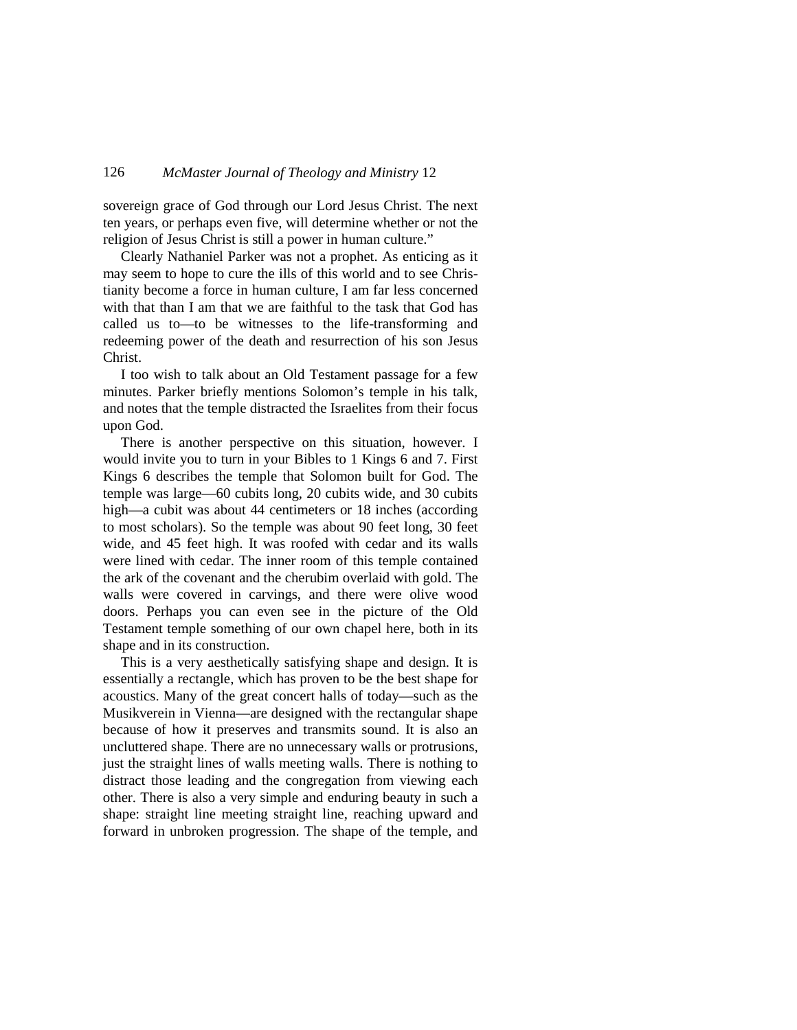sovereign grace of God through our Lord Jesus Christ. The next ten years, or perhaps even five, will determine whether or not the religion of Jesus Christ is still a power in human culture."

Clearly Nathaniel Parker was not a prophet. As enticing as it may seem to hope to cure the ills of this world and to see Christianity become a force in human culture, I am far less concerned with that than I am that we are faithful to the task that God has called us to—to be witnesses to the life-transforming and redeeming power of the death and resurrection of his son Jesus Christ.

I too wish to talk about an Old Testament passage for a few minutes. Parker briefly mentions Solomon's temple in his talk, and notes that the temple distracted the Israelites from their focus upon God.

There is another perspective on this situation, however. I would invite you to turn in your Bibles to 1 Kings 6 and 7. First Kings 6 describes the temple that Solomon built for God. The temple was large—60 cubits long, 20 cubits wide, and 30 cubits high—a cubit was about 44 centimeters or 18 inches (according to most scholars). So the temple was about 90 feet long, 30 feet wide, and 45 feet high. It was roofed with cedar and its walls were lined with cedar. The inner room of this temple contained the ark of the covenant and the cherubim overlaid with gold. The walls were covered in carvings, and there were olive wood doors. Perhaps you can even see in the picture of the Old Testament temple something of our own chapel here, both in its shape and in its construction.

This is a very aesthetically satisfying shape and design. It is essentially a rectangle, which has proven to be the best shape for acoustics. Many of the great concert halls of today—such as the Musikverein in Vienna—are designed with the rectangular shape because of how it preserves and transmits sound. It is also an uncluttered shape. There are no unnecessary walls or protrusions, just the straight lines of walls meeting walls. There is nothing to distract those leading and the congregation from viewing each other. There is also a very simple and enduring beauty in such a shape: straight line meeting straight line, reaching upward and forward in unbroken progression. The shape of the temple, and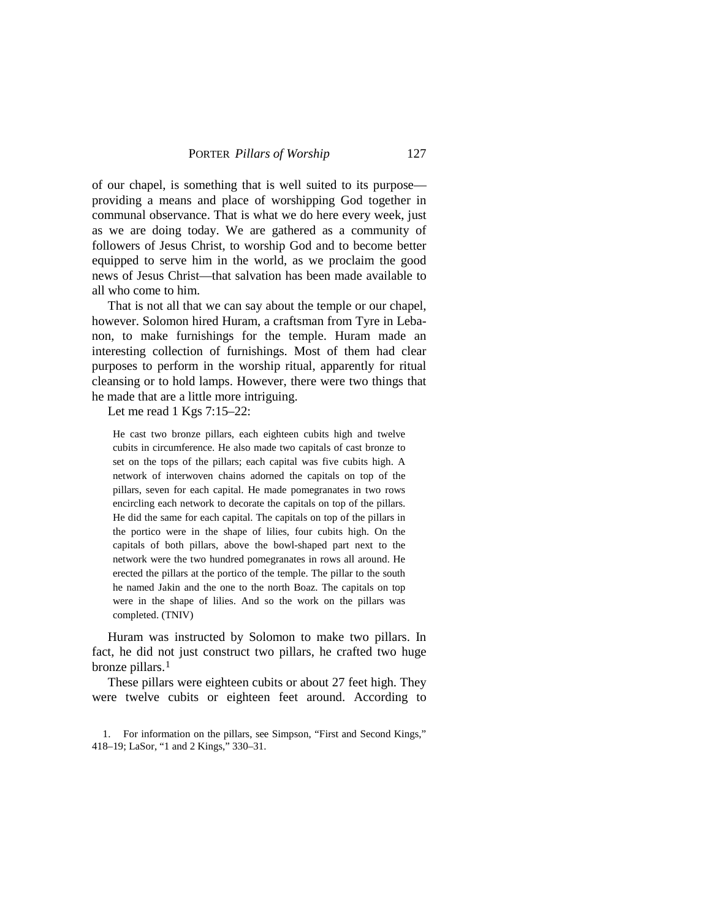of our chapel, is something that is well suited to its purpose—providing a means and place of worshipping God together in communal observance. That is what we do here every week, just as we are doing today. We are gathered as a community of followers of Jesus Christ, to worship God and to become better equipped to serve him in the world, as we proclaim the good news of Jesus Christ—that salvation has been made available to all who come to him.

That is not all that we can say about the temple or our chapel, however. Solomon hired Huram, a craftsman from Tyre in Lebanon, to make furnishings for the temple. Huram made an interesting collection of furnishings. Most of them had clear purposes to perform in the worship ritual, apparently for ritual cleansing or to hold lamps. However, there were two things that he made that are a little more intriguing.

Let me read 1 Kgs 7:15–22:

> He cast two bronze pillars, each eighteen cubits high and twelve cubits in circumference. He also made two capitals of cast bronze to set on the tops of the pillars; each capital was five cubits high. A network of interwoven chains adorned the capitals on top of the pillars, seven for each capital. He made pomegranates in two rows encircling each network to decorate the capitals on top of the pillars. He did the same for each capital. The capitals on top of the pillars in the portico were in the shape of lilies, four cubits high. On the capitals of both pillars, above the bowl-shaped part next to the network were the two hundred pomegranates in rows all around. He erected the pillars at the portico of the temple. The pillar to the south he named Jakin and the one to the north Boaz. The capitals on top were in the shape of lilies. And so the work on the pillars was completed. (TNIV)

Huram was instructed by Solomon to make two pillars. In fact, he did not just construct two pillars, he crafted two huge bronze pillars.[1]

These pillars were eighteen cubits or about 27 feet high. They were twelve cubits or eighteen feet around. According to

1. For information on the pillars, see Simpson, "First and Second Kings," 418–19; LaSor, "1 and 2 Kings," 330–31.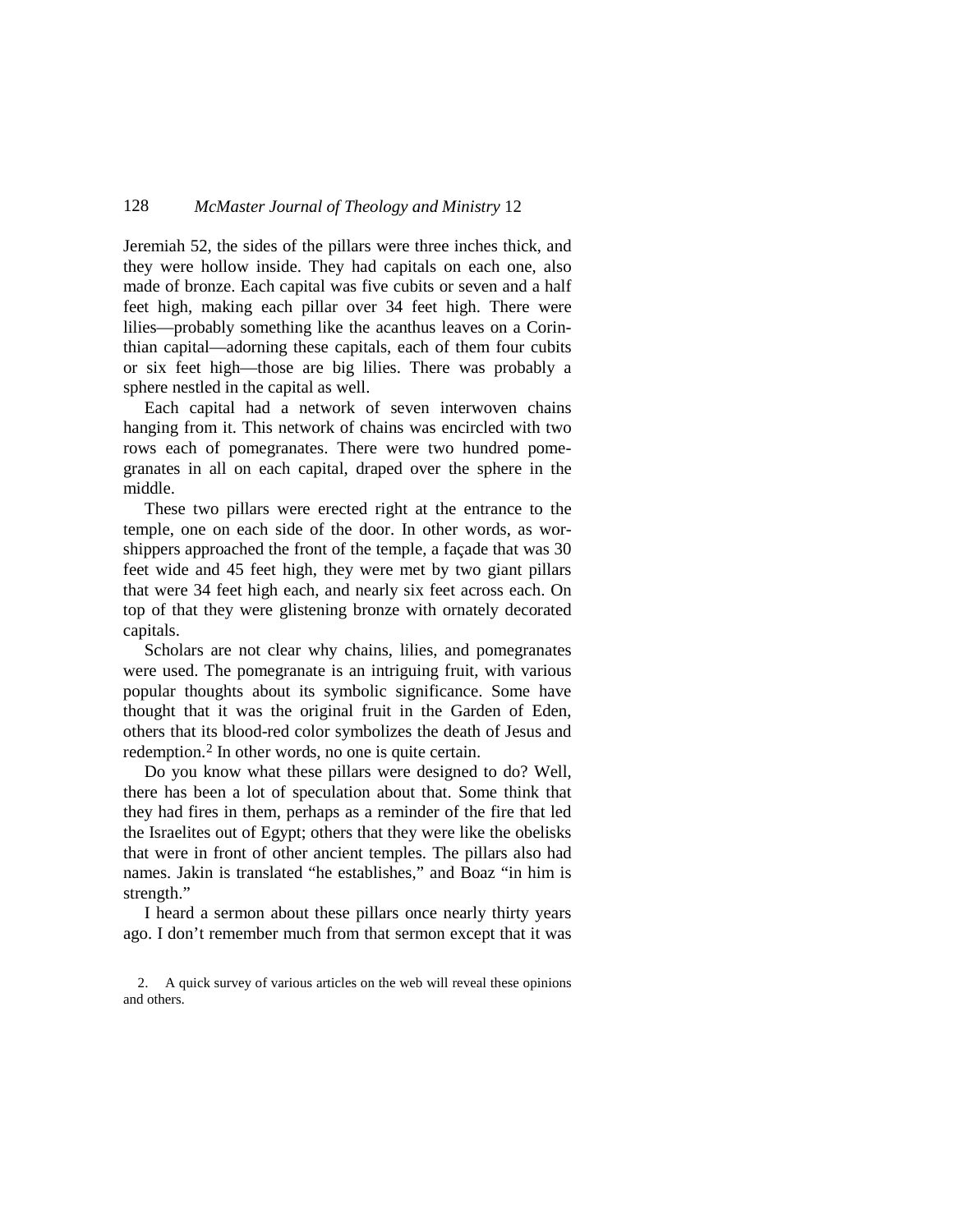Jeremiah 52, the sides of the pillars were three inches thick, and they were hollow inside. They had capitals on each one, also made of bronze. Each capital was five cubits or seven and a half feet high, making each pillar over 34 feet high. There were lilies—probably something like the acanthus leaves on a Corinthian capital—adorning these capitals, each of them four cubits or six feet high—those are big lilies. There was probably a sphere nestled in the capital as well.

Each capital had a network of seven interwoven chains hanging from it. This network of chains was encircled with two rows each of pomegranates. There were two hundred pomegranates in all on each capital, draped over the sphere in the middle.

These two pillars were erected right at the entrance to the temple, one on each side of the door. In other words, as worshippers approached the front of the temple, a façade that was 30 feet wide and 45 feet high, they were met by two giant pillars that were 34 feet high each, and nearly six feet across each. On top of that they were glistening bronze with ornately decorated capitals.

Scholars are not clear why chains, lilies, and pomegranates were used. The pomegranate is an intriguing fruit, with various popular thoughts about its symbolic significance. Some have thought that it was the original fruit in the Garden of Eden, others that its blood-red color symbolizes the death of Jesus and redemption.[2] In other words, no one is quite certain.

Do you know what these pillars were designed to do? Well, there has been a lot of speculation about that. Some think that they had fires in them, perhaps as a reminder of the fire that led the Israelites out of Egypt; others that they were like the obelisks that were in front of other ancient temples. The pillars also had names. Jakin is translated "he establishes," and Boaz "in him is strength."

I heard a sermon about these pillars once nearly thirty years ago. I don't remember much from that sermon except that it was

2. A quick survey of various articles on the web will reveal these opinions and others.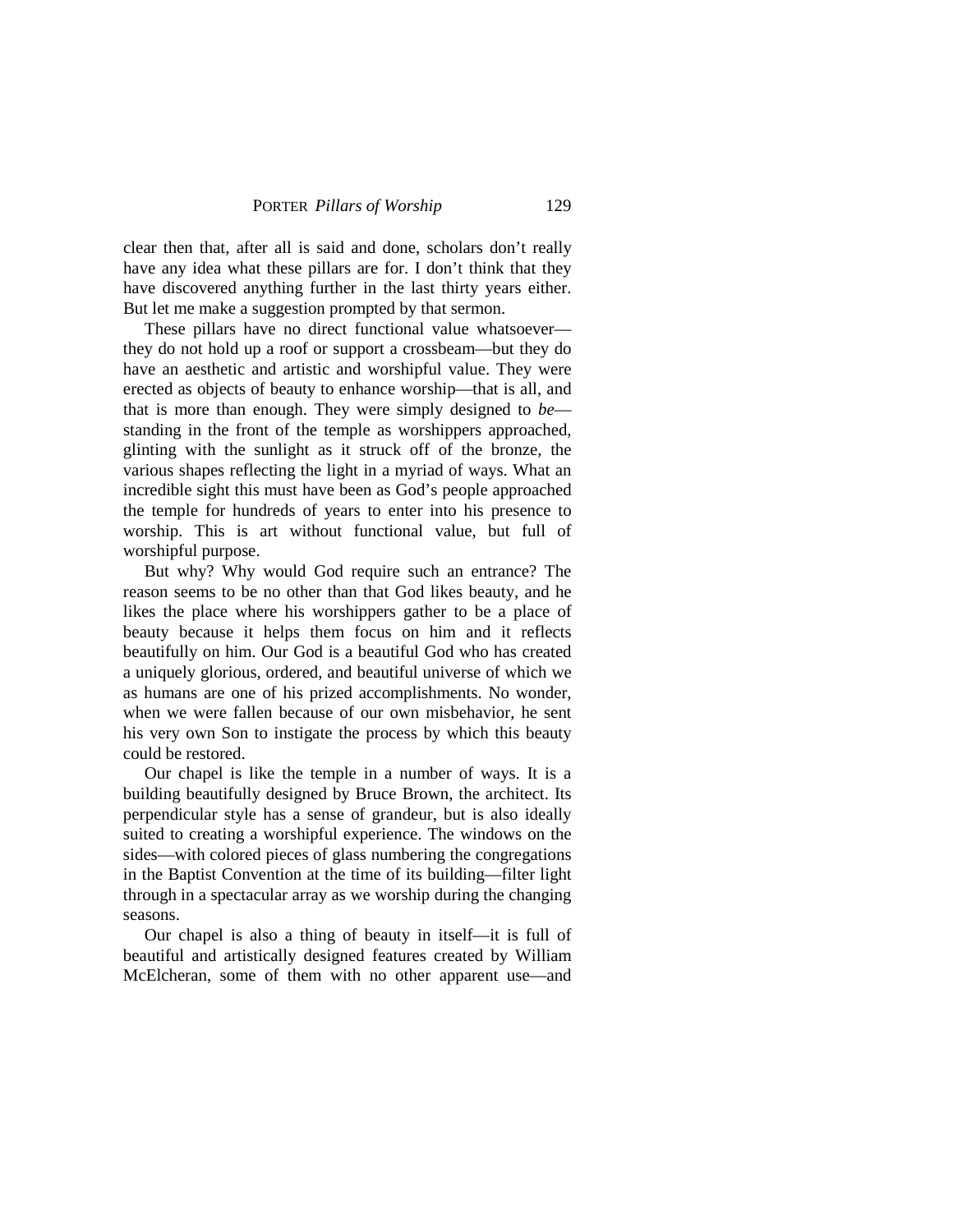clear then that, after all is said and done, scholars don't really have any idea what these pillars are for. I don't think that they have discovered anything further in the last thirty years either. But let me make a suggestion prompted by that sermon.

These pillars have no direct functional value whatsoever—they do not hold up a roof or support a crossbeam—but they do have an aesthetic and artistic and worshipful value. They were erected as objects of beauty to enhance worship—that is all, and that is more than enough. They were simply designed to *be*—standing in the front of the temple as worshippers approached, glinting with the sunlight as it struck off of the bronze, the various shapes reflecting the light in a myriad of ways. What an incredible sight this must have been as God's people approached the temple for hundreds of years to enter into his presence to worship. This is art without functional value, but full of worshipful purpose.

But why? Why would God require such an entrance? The reason seems to be no other than that God likes beauty, and he likes the place where his worshippers gather to be a place of beauty because it helps them focus on him and it reflects beautifully on him. Our God is a beautiful God who has created a uniquely glorious, ordered, and beautiful universe of which we as humans are one of his prized accomplishments. No wonder, when we were fallen because of our own misbehavior, he sent his very own Son to instigate the process by which this beauty could be restored.

Our chapel is like the temple in a number of ways. It is a building beautifully designed by Bruce Brown, the architect. Its perpendicular style has a sense of grandeur, but is also ideally suited to creating a worshipful experience. The windows on the sides—with colored pieces of glass numbering the congregations in the Baptist Convention at the time of its building—filter light through in a spectacular array as we worship during the changing seasons.

Our chapel is also a thing of beauty in itself—it is full of beautiful and artistically designed features created by William McElcheran, some of them with no other apparent use—and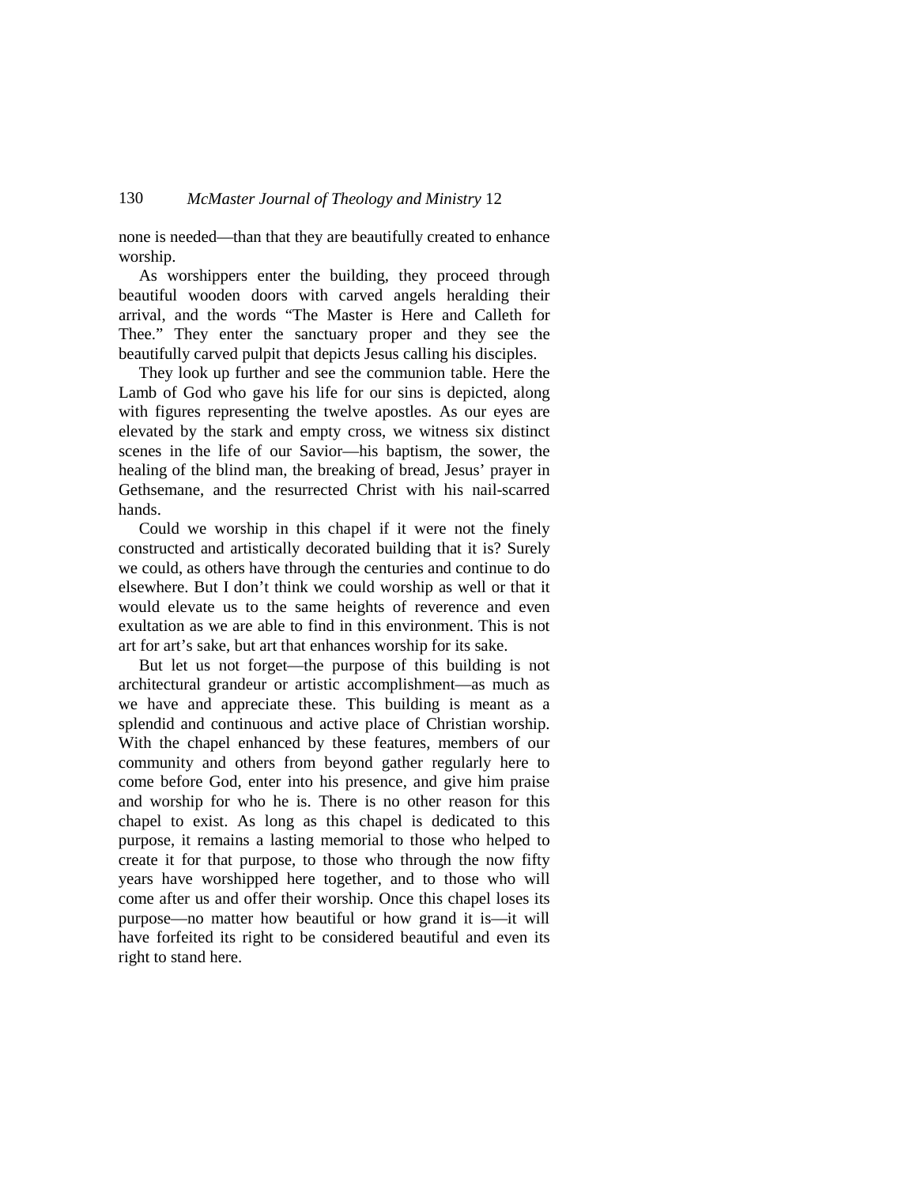none is needed—than that they are beautifully created to enhance worship.

As worshippers enter the building, they proceed through beautiful wooden doors with carved angels heralding their arrival, and the words "The Master is Here and Calleth for Thee." They enter the sanctuary proper and they see the beautifully carved pulpit that depicts Jesus calling his disciples.

They look up further and see the communion table. Here the Lamb of God who gave his life for our sins is depicted, along with figures representing the twelve apostles. As our eyes are elevated by the stark and empty cross, we witness six distinct scenes in the life of our Savior—his baptism, the sower, the healing of the blind man, the breaking of bread, Jesus' prayer in Gethsemane, and the resurrected Christ with his nail-scarred hands.

Could we worship in this chapel if it were not the finely constructed and artistically decorated building that it is? Surely we could, as others have through the centuries and continue to do elsewhere. But I don't think we could worship as well or that it would elevate us to the same heights of reverence and even exultation as we are able to find in this environment. This is not art for art's sake, but art that enhances worship for its sake.

But let us not forget—the purpose of this building is not architectural grandeur or artistic accomplishment—as much as we have and appreciate these. This building is meant as a splendid and continuous and active place of Christian worship. With the chapel enhanced by these features, members of our community and others from beyond gather regularly here to come before God, enter into his presence, and give him praise and worship for who he is. There is no other reason for this chapel to exist. As long as this chapel is dedicated to this purpose, it remains a lasting memorial to those who helped to create it for that purpose, to those who through the now fifty years have worshipped here together, and to those who will come after us and offer their worship. Once this chapel loses its purpose—no matter how beautiful or how grand it is—it will have forfeited its right to be considered beautiful and even its right to stand here.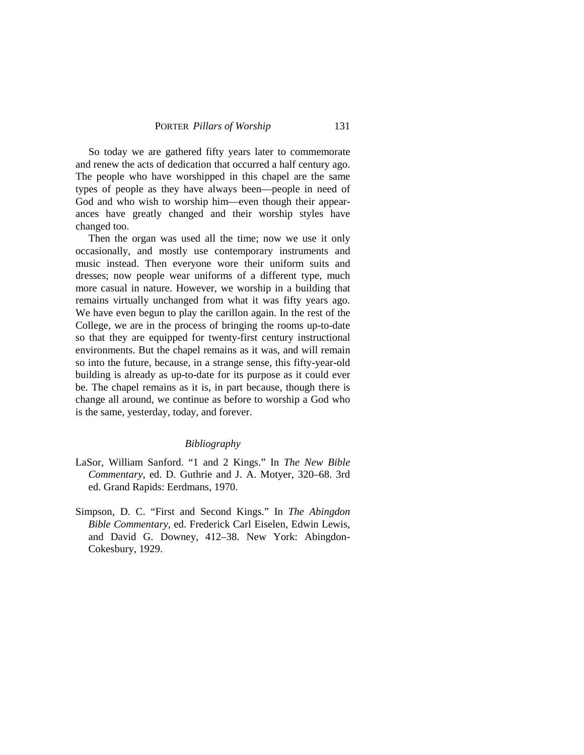So today we are gathered fifty years later to commemorate and renew the acts of dedication that occurred a half century ago. The people who have worshipped in this chapel are the same types of people as they have always been—people in need of God and who wish to worship him—even though their appearances have greatly changed and their worship styles have changed too.

Then the organ was used all the time; now we use it only occasionally, and mostly use contemporary instruments and music instead. Then everyone wore their uniform suits and dresses; now people wear uniforms of a different type, much more casual in nature. However, we worship in a building that remains virtually unchanged from what it was fifty years ago. We have even begun to play the carillon again. In the rest of the College, we are in the process of bringing the rooms up-to-date so that they are equipped for twenty-first century instructional environments. But the chapel remains as it was, and will remain so into the future, because, in a strange sense, this fifty-year-old building is already as up-to-date for its purpose as it could ever be. The chapel remains as it is, in part because, though there is change all around, we continue as before to worship a God who is the same, yesterday, today, and forever.

## *Bibliography*

LaSor, William Sanford. "1 and 2 Kings." In *The New Bible Commentary*, ed. D. Guthrie and J. A. Motyer, 320–68. 3rd ed. Grand Rapids: Eerdmans, 1970.

Simpson, D. C. "First and Second Kings." In *The Abingdon Bible Commentary*, ed. Frederick Carl Eiselen, Edwin Lewis, and David G. Downey, 412–38. New York: Abingdon-Cokesbury, 1929.